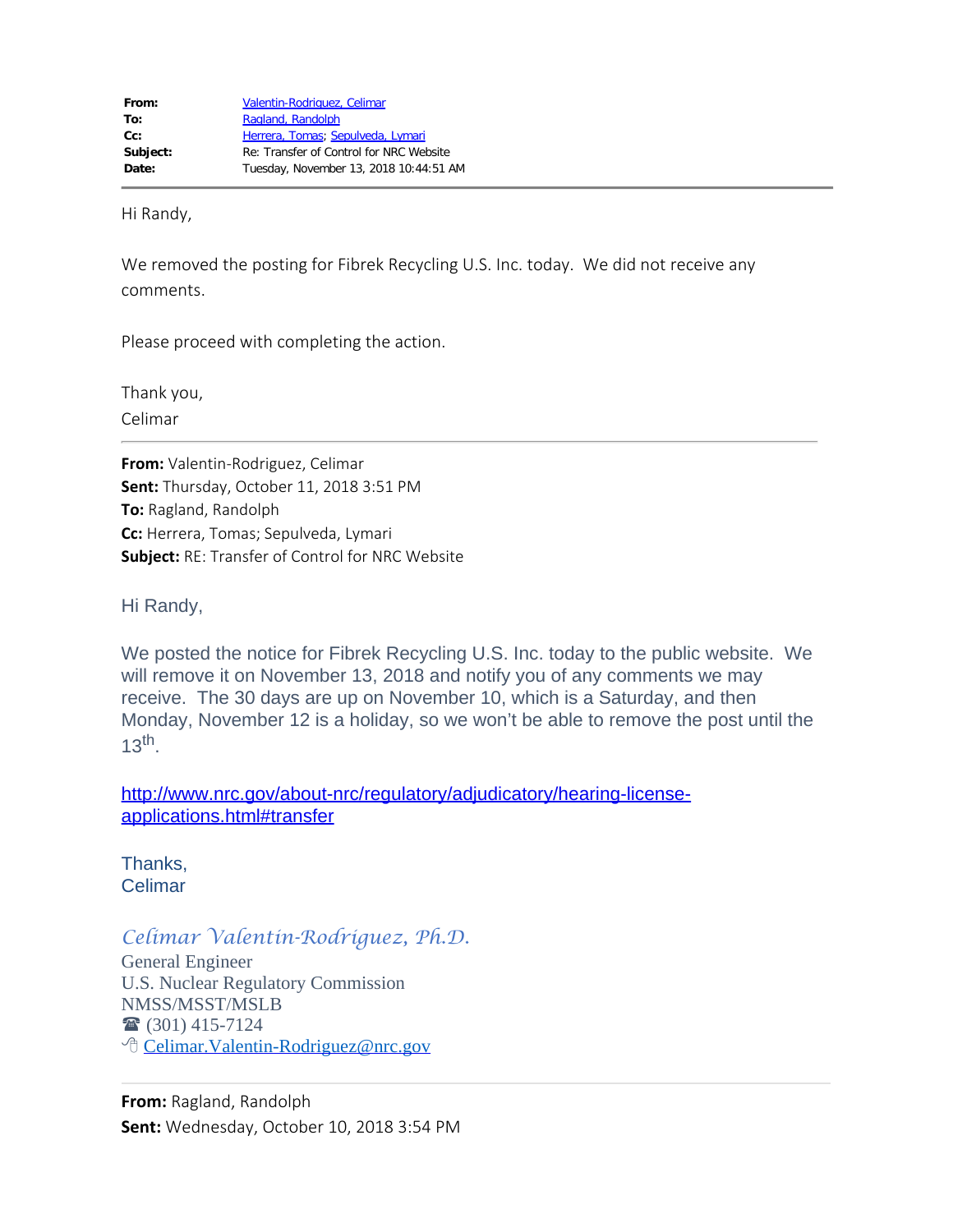| | |
|---|---|
| **From:** | Valentin-Rodriguez, Celimar |
| **To:** | Ragland, Randolph |
| **Cc:** | Herrera, Tomas; Sepulveda, Lymari |
| **Subject:** | Re: Transfer of Control for NRC Website |
| **Date:** | Tuesday, November 13, 2018 10:44:51 AM |

---

Hi Randy,

We removed the posting for Fibrek Recycling U.S. Inc. today. We did not receive any comments.

Please proceed with completing the action.

Thank you,
Celimar

---

**From:** Valentin-Rodriguez, Celimar
**Sent:** Thursday, October 11, 2018 3:51 PM
**To:** Ragland, Randolph
**Cc:** Herrera, Tomas; Sepulveda, Lymari
**Subject:** RE: Transfer of Control for NRC Website

Hi Randy,

We posted the notice for Fibrek Recycling U.S. Inc. today to the public website. We will remove it on November 13, 2018 and notify you of any comments we may receive. The 30 days are up on November 10, which is a Saturday, and then Monday, November 12 is a holiday, so we won't be able to remove the post until the 13th.

http://www.nrc.gov/about-nrc/regulatory/adjudicatory/hearing-license-applications.html#transfer

Thanks,
Celimar

*Celimar Valentin-Rodriguez, Ph.D.*
General Engineer
U.S. Nuclear Regulatory Commission
NMSS/MSST/MSLB
☎ (301) 415-7124
Celimar.Valentin-Rodriguez@nrc.gov

---

**From:** Ragland, Randolph
**Sent:** Wednesday, October 10, 2018 3:54 PM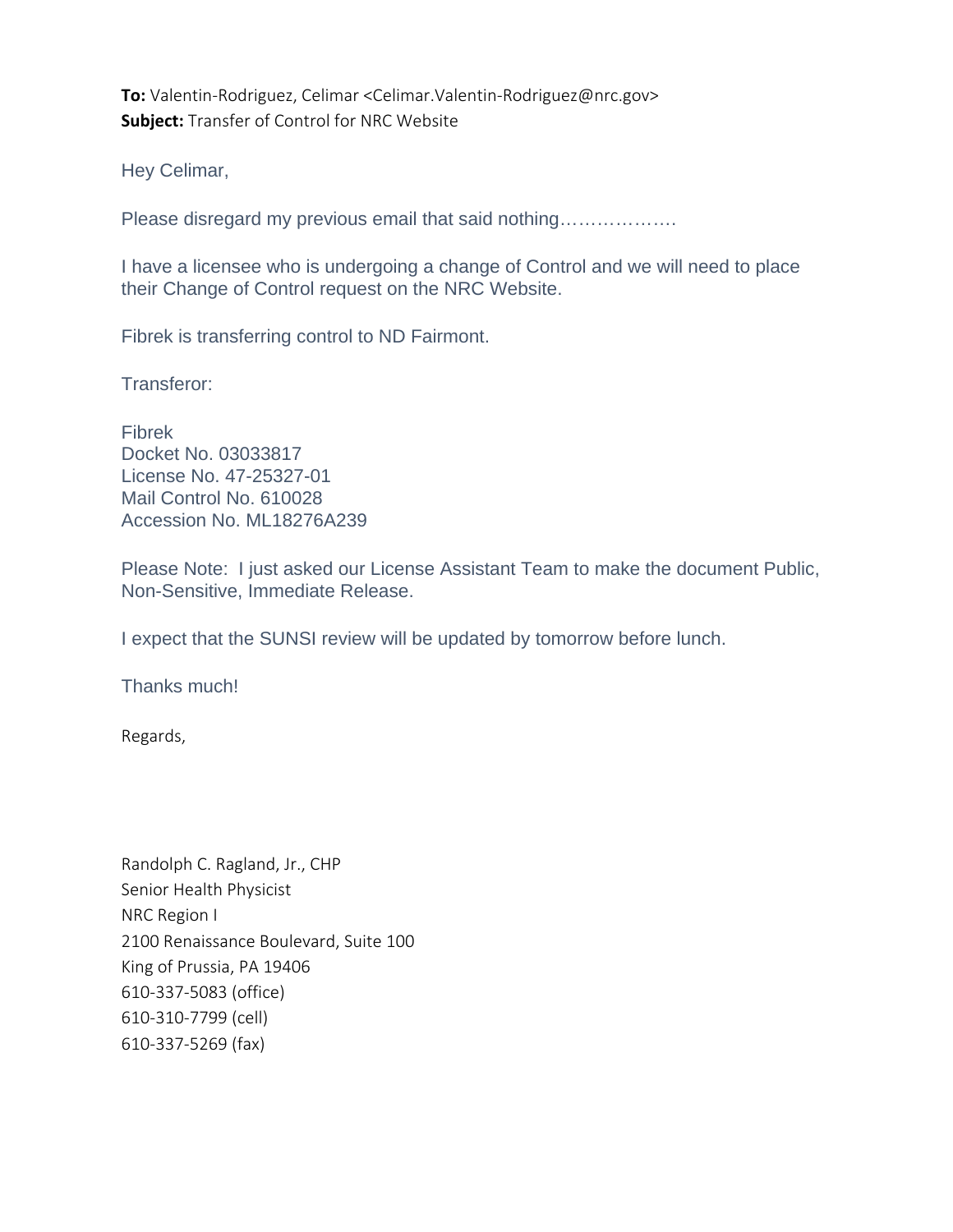**To:** Valentin-Rodriguez, Celimar <Celimar.Valentin-Rodriguez@nrc.gov>
**Subject:** Transfer of Control for NRC Website

Hey Celimar,

Please disregard my previous email that said nothing……………….

I have a licensee who is undergoing a change of Control and we will need to place their Change of Control request on the NRC Website.

Fibrek is transferring control to ND Fairmont.

Transferor:

Fibrek
Docket No. 03033817
License No. 47-25327-01
Mail Control No. 610028
Accession No. ML18276A239

Please Note: I just asked our License Assistant Team to make the document Public, Non-Sensitive, Immediate Release.

I expect that the SUNSI review will be updated by tomorrow before lunch.

Thanks much!

Regards,

Randolph C. Ragland, Jr., CHP
Senior Health Physicist
NRC Region I
2100 Renaissance Boulevard, Suite 100
King of Prussia, PA 19406
610-337-5083 (office)
610-310-7799 (cell)
610-337-5269 (fax)